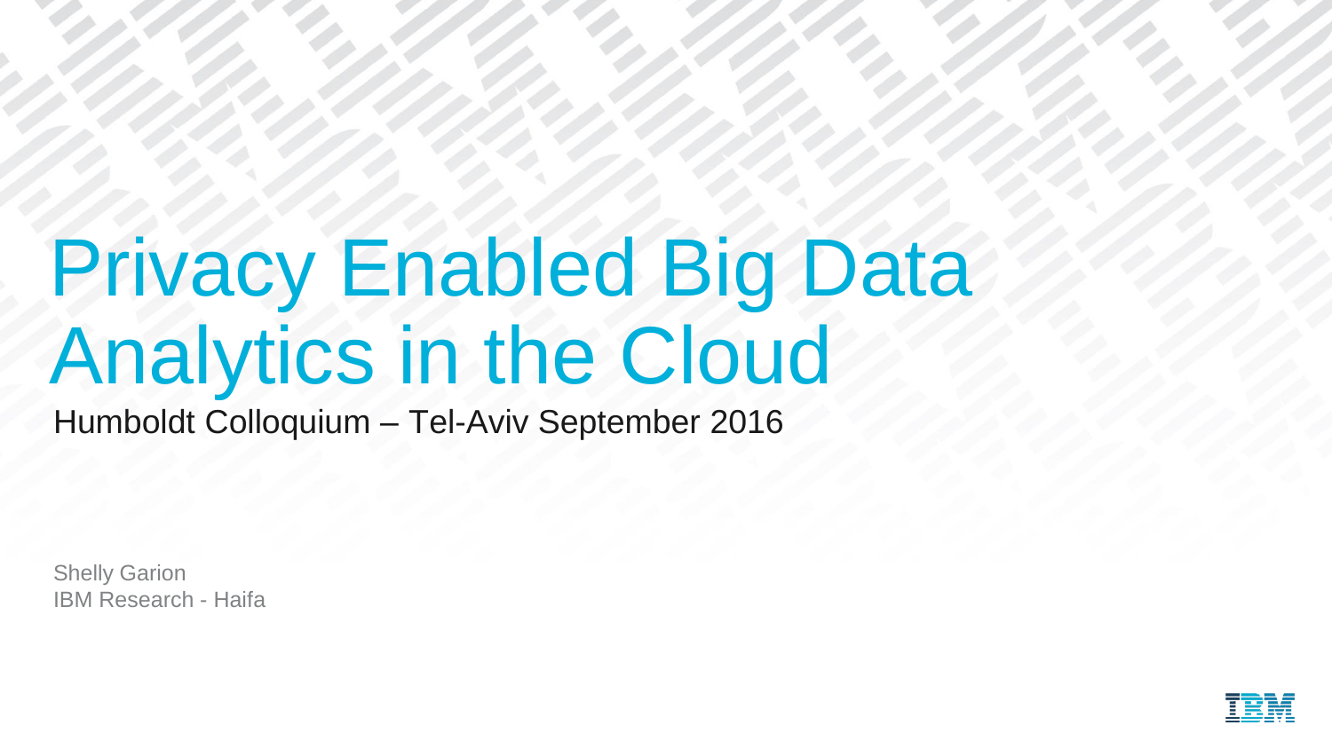# Privacy Enabled Big Data Analytics in the Cloud

Humboldt Colloquium – Tel-Aviv September 2016

Shelly Garion
IBM Research - Haifa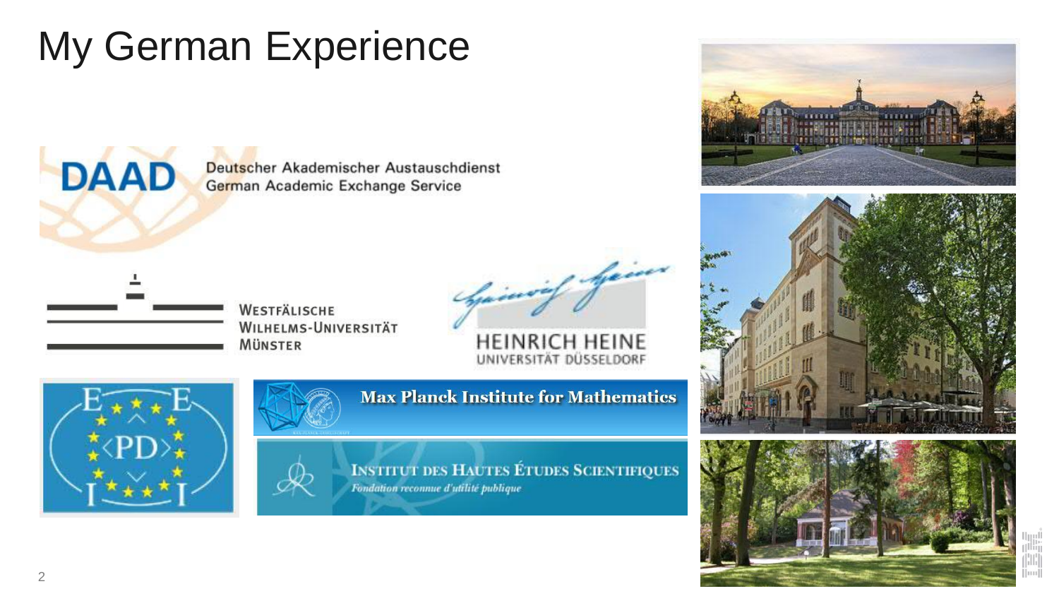# My German Experience

DAAD Deutscher Akademischer Austauschdienst German Academic Exchange Service

Westfälische Wilhelms-Universität Münster

Heinrich Heine Universität Düsseldorf

Max Planck Institute for Mathematics

Institut des Hautes Études Scientifiques

*Fondation reconnue d'utilité publique*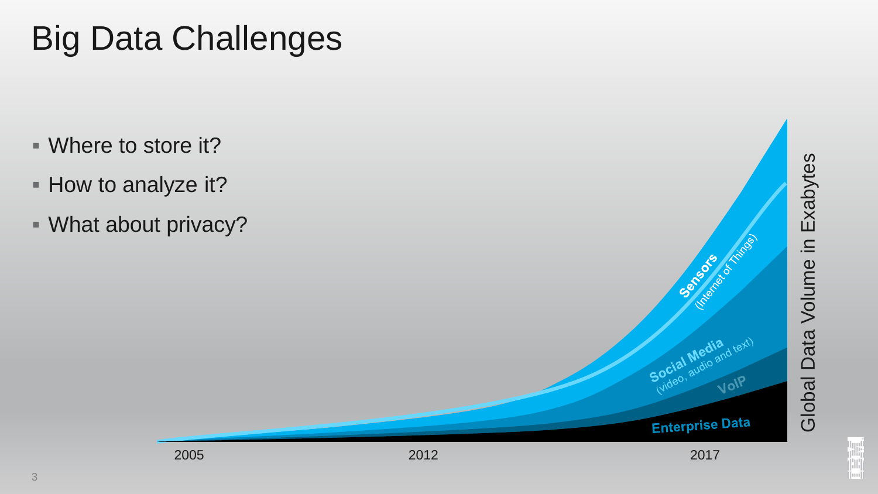# Big Data Challenges

- Where to store it?
- How to analyze it?
- What about privacy?

Sensors (Internet of Things)

Social Media (video, audio and text)

VoIP

Enterprise Data

2005 2012 2017

Global Data Volume in Exabytes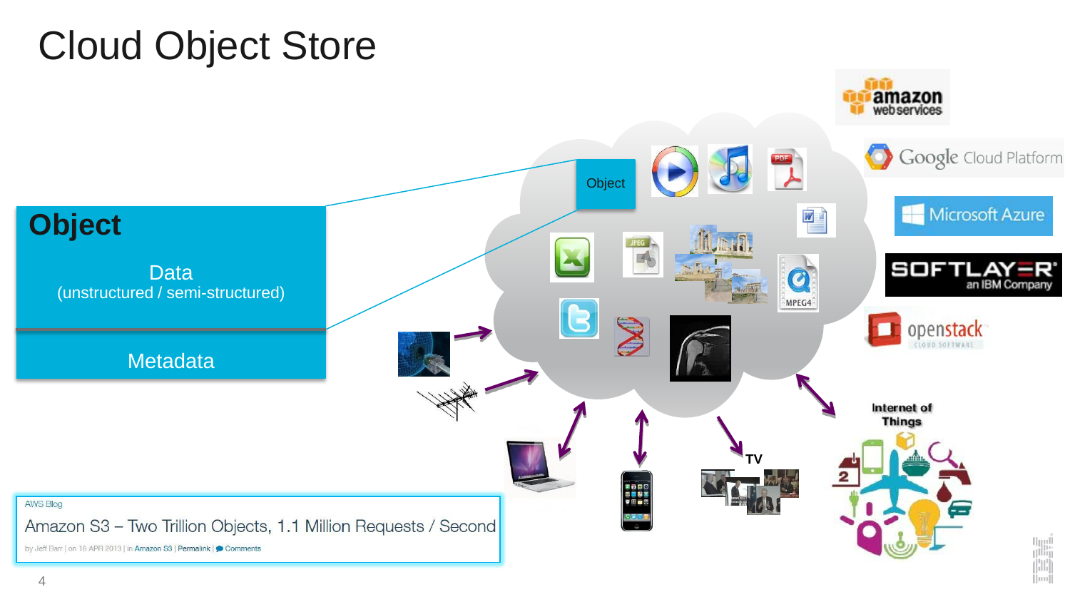# Cloud Object Store

**Object**

Data
(unstructured / semi-structured)

Metadata

Object

TV

Internet of Things

amazon web services

Google Cloud Platform

Microsoft Azure

SOFTLAYER an IBM Company

openstack CLOUD SOFTWARE

AWS Blog

Amazon S3 – Two Trillion Objects, 1.1 Million Requests / Second

by Jeff Barr | on 18 APR 2013 | in Amazon S3 | Permalink | Comments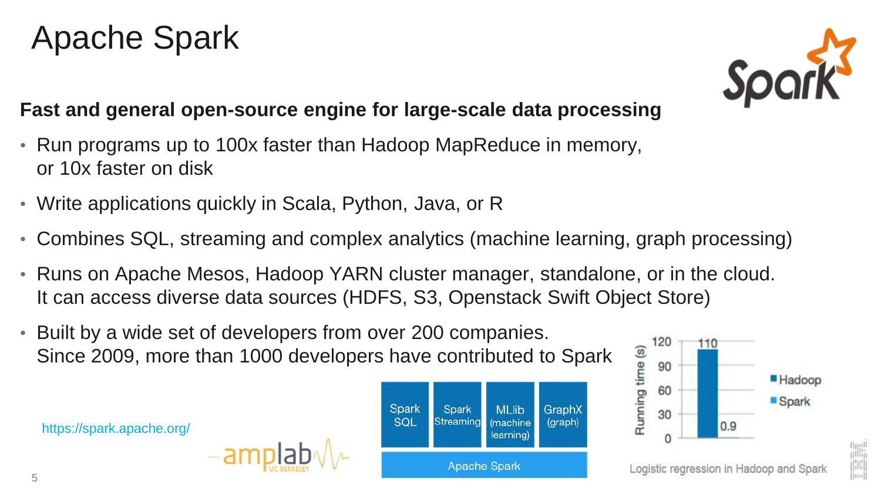# Apache Spark

**Fast and general open-source engine for large-scale data processing**

- Run programs up to 100x faster than Hadoop MapReduce in memory, or 10x faster on disk
- Write applications quickly in Scala, Python, Java, or R
- Combines SQL, streaming and complex analytics (machine learning, graph processing)
- Runs on Apache Mesos, Hadoop YARN cluster manager, standalone, or in the cloud. It can access diverse data sources (HDFS, S3, Openstack Swift Object Store)
- Built by a wide set of developers from over 200 companies. Since 2009, more than 1000 developers have contributed to Spark

https://spark.apache.org/

| Spark SQL | Spark Streaming | MLlib (machine learning) | GraphX (graph) |
|---|---|---|---|
| Apache Spark | | | |

| | Running time (s) |
|---|---|
| Hadoop | 110 |
| Spark | 0.9 |

Logistic regression in Hadoop and Spark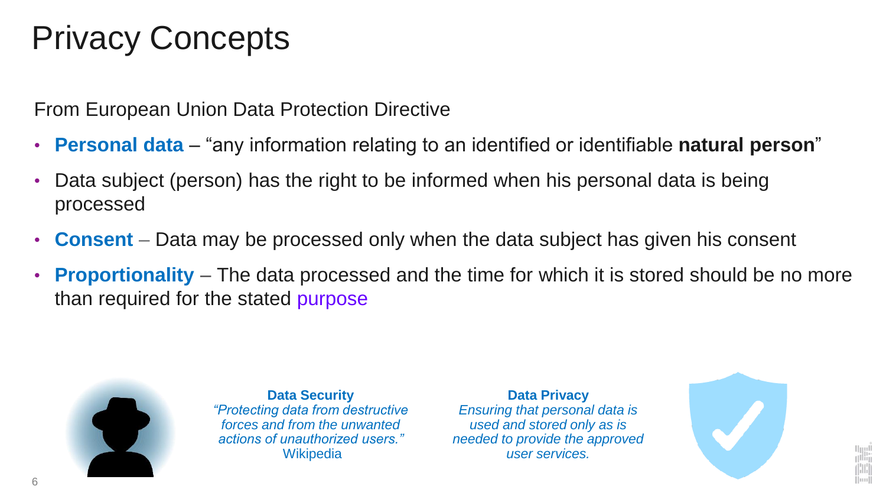# Privacy Concepts

From European Union Data Protection Directive

- **Personal data** – "any information relating to an identified or identifiable **natural person**"
- Data subject (person) has the right to be informed when his personal data is being processed
- **Consent** – Data may be processed only when the data subject has given his consent
- **Proportionality** – The data processed and the time for which it is stored should be no more than required for the stated purpose

**Data Security**
*"Protecting data from destructive forces and from the unwanted actions of unauthorized users."*
Wikipedia

**Data Privacy**
*Ensuring that personal data is used and stored only as is needed to provide the approved user services.*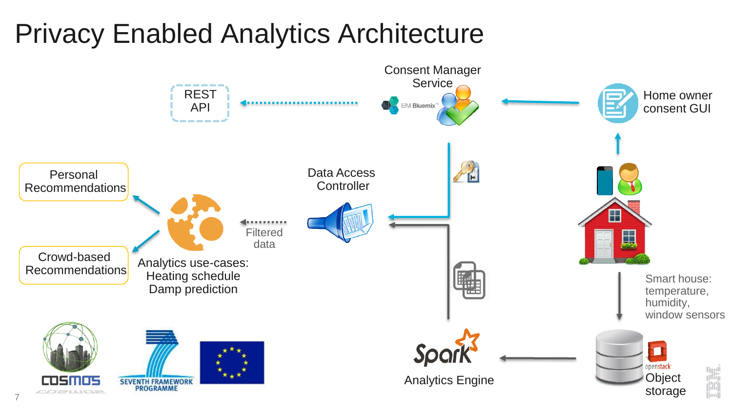# Privacy Enabled Analytics Architecture

REST API

Consent Manager Service

IBM Bluemix

Home owner consent GUI

Personal Recommendations

Crowd-based Recommendations

Data Access Controller

Filtered data

Analytics use-cases:
Heating schedule
Damp prediction

Smart house:
temperature,
humidity,
window sensors

Spark

Analytics Engine

openstack

Object storage

COSMOS

SEVENTH FRAMEWORK PROGRAMME